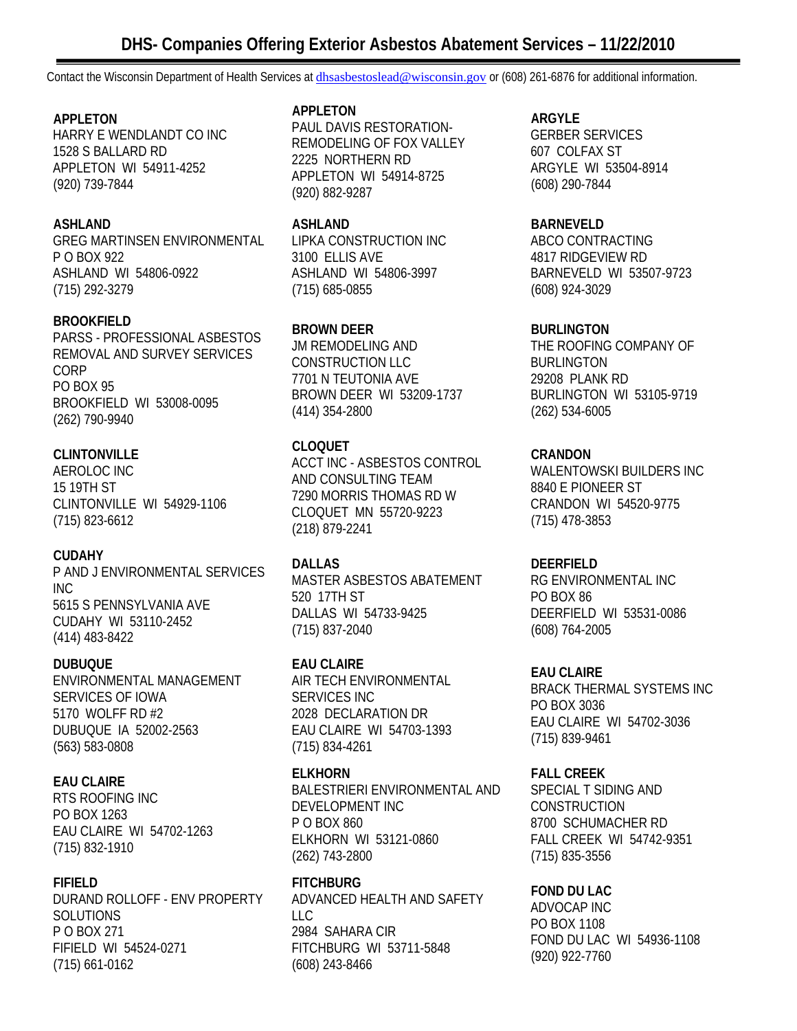# DHS- Companies Offering Exterior Asbestos Abatement Services – 11/22/2010

Contact the Wisconsin Department of Health Services at dhsasbestoslead@wisconsin.gov or (608) 261-6876 for additional information.

**APPLETON**
HARRY E WENDLANDT CO INC
1528 S BALLARD RD
APPLETON WI 54911-4252
(920) 739-7844

**APPLETON**
PAUL DAVIS RESTORATION-REMODELING OF FOX VALLEY
2225 NORTHERN RD
APPLETON WI 54914-8725
(920) 882-9287

**ARGYLE**
GERBER SERVICES
607 COLFAX ST
ARGYLE WI 53504-8914
(608) 290-7844

**ASHLAND**
GREG MARTINSEN ENVIRONMENTAL
P O BOX 922
ASHLAND WI 54806-0922
(715) 292-3279

**ASHLAND**
LIPKA CONSTRUCTION INC
3100 ELLIS AVE
ASHLAND WI 54806-3997
(715) 685-0855

**BARNEVELD**
ABCO CONTRACTING
4817 RIDGEVIEW RD
BARNEVELD WI 53507-9723
(608) 924-3029

**BROOKFIELD**
PARSS - PROFESSIONAL ASBESTOS REMOVAL AND SURVEY SERVICES CORP
PO BOX 95
BROOKFIELD WI 53008-0095
(262) 790-9940

**BROWN DEER**
JM REMODELING AND CONSTRUCTION LLC
7701 N TEUTONIA AVE
BROWN DEER WI 53209-1737
(414) 354-2800

**BURLINGTON**
THE ROOFING COMPANY OF BURLINGTON
29208 PLANK RD
BURLINGTON WI 53105-9719
(262) 534-6005

**CLINTONVILLE**
AEROLOC INC
15 19TH ST
CLINTONVILLE WI 54929-1106
(715) 823-6612

**CLOQUET**
ACCT INC - ASBESTOS CONTROL AND CONSULTING TEAM
7290 MORRIS THOMAS RD W
CLOQUET MN 55720-9223
(218) 879-2241

**CRANDON**
WALENTOWSKI BUILDERS INC
8840 E PIONEER ST
CRANDON WI 54520-9775
(715) 478-3853

**CUDAHY**
P AND J ENVIRONMENTAL SERVICES INC
5615 S PENNSYLVANIA AVE
CUDAHY WI 53110-2452
(414) 483-8422

**DALLAS**
MASTER ASBESTOS ABATEMENT
520 17TH ST
DALLAS WI 54733-9425
(715) 837-2040

**DEERFIELD**
RG ENVIRONMENTAL INC
PO BOX 86
DEERFIELD WI 53531-0086
(608) 764-2005

**DUBUQUE**
ENVIRONMENTAL MANAGEMENT SERVICES OF IOWA
5170 WOLFF RD #2
DUBUQUE IA 52002-2563
(563) 583-0808

**EAU CLAIRE**
AIR TECH ENVIRONMENTAL SERVICES INC
2028 DECLARATION DR
EAU CLAIRE WI 54703-1393
(715) 834-4261

**EAU CLAIRE**
BRACK THERMAL SYSTEMS INC
PO BOX 3036
EAU CLAIRE WI 54702-3036
(715) 839-9461

**EAU CLAIRE**
RTS ROOFING INC
PO BOX 1263
EAU CLAIRE WI 54702-1263
(715) 832-1910

**ELKHORN**
BALESTRIERI ENVIRONMENTAL AND DEVELOPMENT INC
P O BOX 860
ELKHORN WI 53121-0860
(262) 743-2800

**FALL CREEK**
SPECIAL T SIDING AND CONSTRUCTION
8700 SCHUMACHER RD
FALL CREEK WI 54742-9351
(715) 835-3556

**FIFIELD**
DURAND ROLLOFF - ENV PROPERTY SOLUTIONS
P O BOX 271
FIFIELD WI 54524-0271
(715) 661-0162

**FITCHBURG**
ADVANCED HEALTH AND SAFETY LLC
2984 SAHARA CIR
FITCHBURG WI 53711-5848
(608) 243-8466

**FOND DU LAC**
ADVOCAP INC
PO BOX 1108
FOND DU LAC WI 54936-1108
(920) 922-7760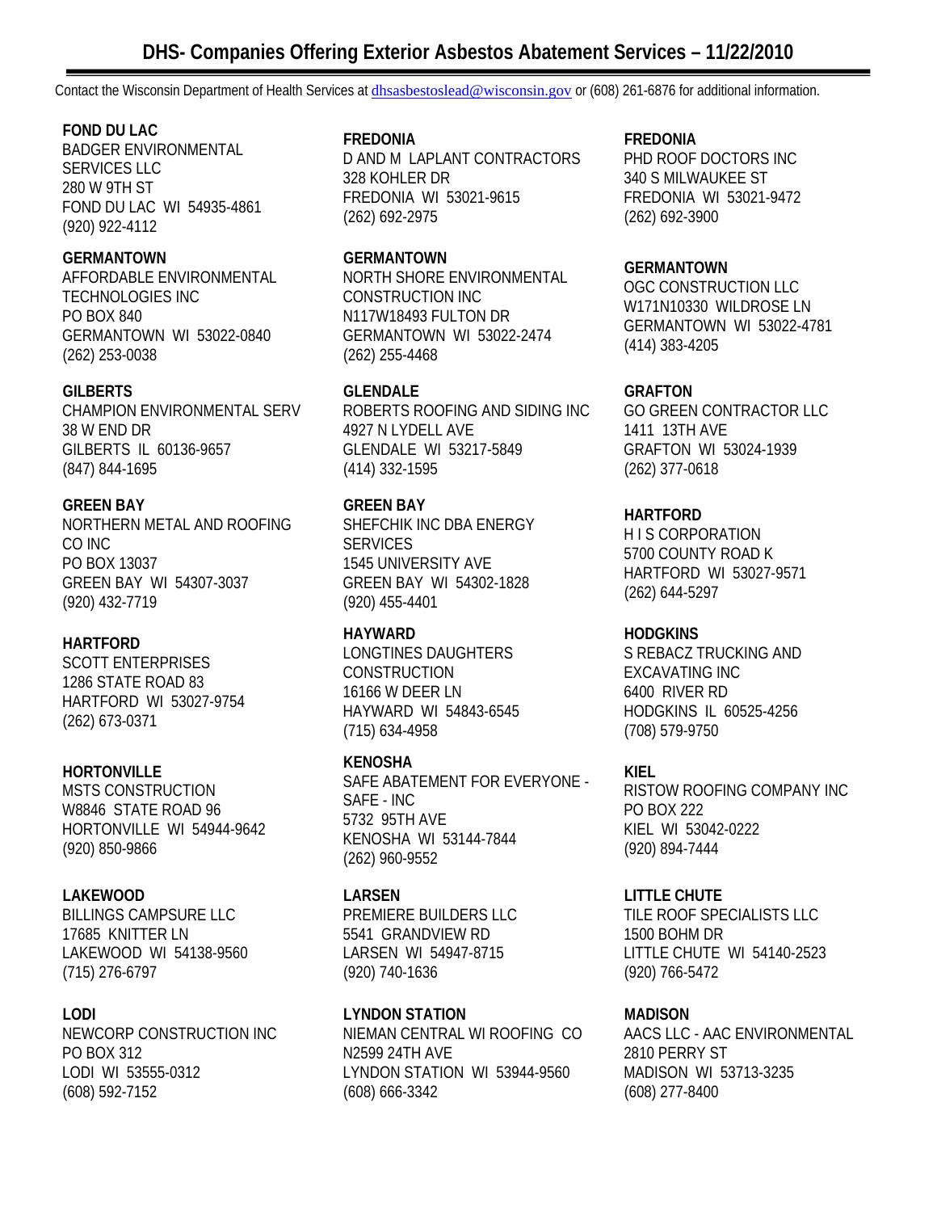## DHS- Companies Offering Exterior Asbestos Abatement Services – 11/22/2010

Contact the Wisconsin Department of Health Services at dhsasbestoslead@wisconsin.gov or (608) 261-6876 for additional information.

**FOND DU LAC**
BADGER ENVIRONMENTAL SERVICES LLC
280 W 9TH ST
FOND DU LAC WI 54935-4861
(920) 922-4112

**FREDONIA**
D AND M LAPLANT CONTRACTORS
328 KOHLER DR
FREDONIA WI 53021-9615
(262) 692-2975

**FREDONIA**
PHD ROOF DOCTORS INC
340 S MILWAUKEE ST
FREDONIA WI 53021-9472
(262) 692-3900

**GERMANTOWN**
AFFORDABLE ENVIRONMENTAL TECHNOLOGIES INC
PO BOX 840
GERMANTOWN WI 53022-0840
(262) 253-0038

**GERMANTOWN**
NORTH SHORE ENVIRONMENTAL CONSTRUCTION INC
N117W18493 FULTON DR
GERMANTOWN WI 53022-2474
(262) 255-4468

**GERMANTOWN**
OGC CONSTRUCTION LLC
W171N10330 WILDROSE LN
GERMANTOWN WI 53022-4781
(414) 383-4205

**GILBERTS**
CHAMPION ENVIRONMENTAL SERV
38 W END DR
GILBERTS IL 60136-9657
(847) 844-1695

**GLENDALE**
ROBERTS ROOFING AND SIDING INC
4927 N LYDELL AVE
GLENDALE WI 53217-5849
(414) 332-1595

**GRAFTON**
GO GREEN CONTRACTOR LLC
1411 13TH AVE
GRAFTON WI 53024-1939
(262) 377-0618

**GREEN BAY**
NORTHERN METAL AND ROOFING CO INC
PO BOX 13037
GREEN BAY WI 54307-3037
(920) 432-7719

**GREEN BAY**
SHEFCHIK INC DBA ENERGY SERVICES
1545 UNIVERSITY AVE
GREEN BAY WI 54302-1828
(920) 455-4401

**HARTFORD**
H I S CORPORATION
5700 COUNTY ROAD K
HARTFORD WI 53027-9571
(262) 644-5297

**HARTFORD**
SCOTT ENTERPRISES
1286 STATE ROAD 83
HARTFORD WI 53027-9754
(262) 673-0371

**HAYWARD**
LONGTINES DAUGHTERS CONSTRUCTION
16166 W DEER LN
HAYWARD WI 54843-6545
(715) 634-4958

**HODGKINS**
S REBACZ TRUCKING AND EXCAVATING INC
6400 RIVER RD
HODGKINS IL 60525-4256
(708) 579-9750

**HORTONVILLE**
MSTS CONSTRUCTION
W8846 STATE ROAD 96
HORTONVILLE WI 54944-9642
(920) 850-9866

**KENOSHA**
SAFE ABATEMENT FOR EVERYONE - SAFE - INC
5732 95TH AVE
KENOSHA WI 53144-7844
(262) 960-9552

**KIEL**
RISTOW ROOFING COMPANY INC
PO BOX 222
KIEL WI 53042-0222
(920) 894-7444

**LAKEWOOD**
BILLINGS CAMPSURE LLC
17685 KNITTER LN
LAKEWOOD WI 54138-9560
(715) 276-6797

**LARSEN**
PREMIERE BUILDERS LLC
5541 GRANDVIEW RD
LARSEN WI 54947-8715
(920) 740-1636

**LITTLE CHUTE**
TILE ROOF SPECIALISTS LLC
1500 BOHM DR
LITTLE CHUTE WI 54140-2523
(920) 766-5472

**LODI**
NEWCORP CONSTRUCTION INC
PO BOX 312
LODI WI 53555-0312
(608) 592-7152

**LYNDON STATION**
NIEMAN CENTRAL WI ROOFING CO
N2599 24TH AVE
LYNDON STATION WI 53944-9560
(608) 666-3342

**MADISON**
AACS LLC - AAC ENVIRONMENTAL
2810 PERRY ST
MADISON WI 53713-3235
(608) 277-8400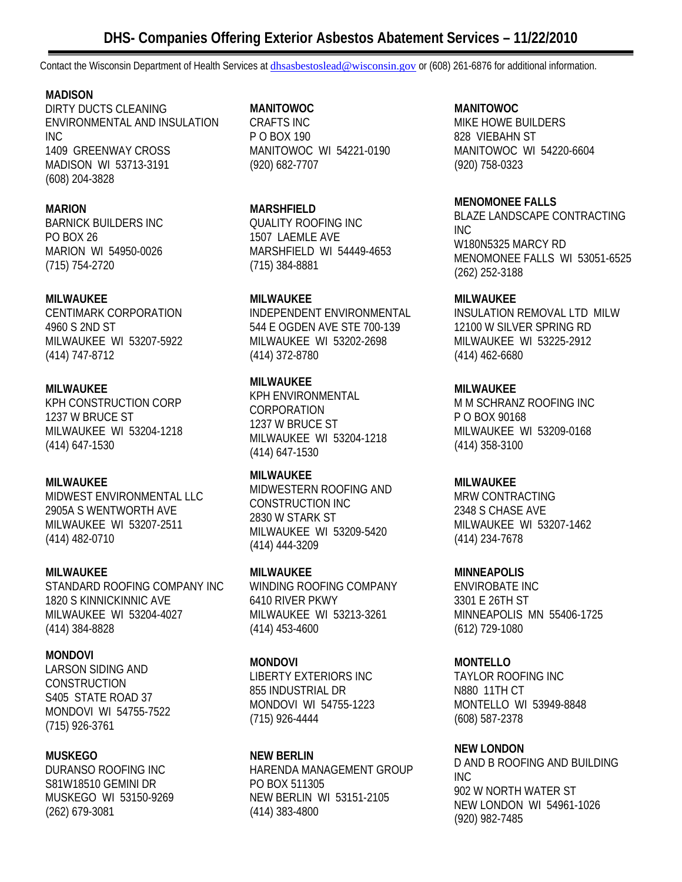## DHS- Companies Offering Exterior Asbestos Abatement Services – 11/22/2010

Contact the Wisconsin Department of Health Services at dhsasbestoslead@wisconsin.gov or (608) 261-6876 for additional information.

**MADISON**
DIRTY DUCTS CLEANING ENVIRONMENTAL AND INSULATION INC
1409 GREENWAY CROSS
MADISON WI 53713-3191
(608) 204-3828

**MANITOWOC**
CRAFTS INC
P O BOX 190
MANITOWOC WI 54221-0190
(920) 682-7707

**MANITOWOC**
MIKE HOWE BUILDERS
828 VIEBAHN ST
MANITOWOC WI 54220-6604
(920) 758-0323

**MARION**
BARNICK BUILDERS INC
PO BOX 26
MARION WI 54950-0026
(715) 754-2720

**MARSHFIELD**
QUALITY ROOFING INC
1507 LAEMLE AVE
MARSHFIELD WI 54449-4653
(715) 384-8881

**MENOMONEE FALLS**
BLAZE LANDSCAPE CONTRACTING INC
W180N5325 MARCY RD
MENOMONEE FALLS WI 53051-6525
(262) 252-3188

**MILWAUKEE**
CENTIMARK CORPORATION
4960 S 2ND ST
MILWAUKEE WI 53207-5922
(414) 747-8712

**MILWAUKEE**
INDEPENDENT ENVIRONMENTAL
544 E OGDEN AVE STE 700-139
MILWAUKEE WI 53202-2698
(414) 372-8780

**MILWAUKEE**
INSULATION REMOVAL LTD MILW
12100 W SILVER SPRING RD
MILWAUKEE WI 53225-2912
(414) 462-6680

**MILWAUKEE**
KPH CONSTRUCTION CORP
1237 W BRUCE ST
MILWAUKEE WI 53204-1218
(414) 647-1530

**MILWAUKEE**
KPH ENVIRONMENTAL CORPORATION
1237 W BRUCE ST
MILWAUKEE WI 53204-1218
(414) 647-1530

**MILWAUKEE**
M M SCHRANZ ROOFING INC
P O BOX 90168
MILWAUKEE WI 53209-0168
(414) 358-3100

**MILWAUKEE**
MIDWEST ENVIRONMENTAL LLC
2905A S WENTWORTH AVE
MILWAUKEE WI 53207-2511
(414) 482-0710

**MILWAUKEE**
MIDWESTERN ROOFING AND CONSTRUCTION INC
2830 W STARK ST
MILWAUKEE WI 53209-5420
(414) 444-3209

**MILWAUKEE**
MRW CONTRACTING
2348 S CHASE AVE
MILWAUKEE WI 53207-1462
(414) 234-7678

**MILWAUKEE**
STANDARD ROOFING COMPANY INC
1820 S KINNICKINNIC AVE
MILWAUKEE WI 53204-4027
(414) 384-8828

**MILWAUKEE**
WINDING ROOFING COMPANY
6410 RIVER PKWY
MILWAUKEE WI 53213-3261
(414) 453-4600

**MINNEAPOLIS**
ENVIROBATE INC
3301 E 26TH ST
MINNEAPOLIS MN 55406-1725
(612) 729-1080

**MONDOVI**
LARSON SIDING AND CONSTRUCTION
S405 STATE ROAD 37
MONDOVI WI 54755-7522
(715) 926-3761

**MONDOVI**
LIBERTY EXTERIORS INC
855 INDUSTRIAL DR
MONDOVI WI 54755-1223
(715) 926-4444

**MONTELLO**
TAYLOR ROOFING INC
N880 11TH CT
MONTELLO WI 53949-8848
(608) 587-2378

**MUSKEGO**
DURANSO ROOFING INC
S81W18510 GEMINI DR
MUSKEGO WI 53150-9269
(262) 679-3081

**NEW BERLIN**
HARENDA MANAGEMENT GROUP
PO BOX 511305
NEW BERLIN WI 53151-2105
(414) 383-4800

**NEW LONDON**
D AND B ROOFING AND BUILDING INC
902 W NORTH WATER ST
NEW LONDON WI 54961-1026
(920) 982-7485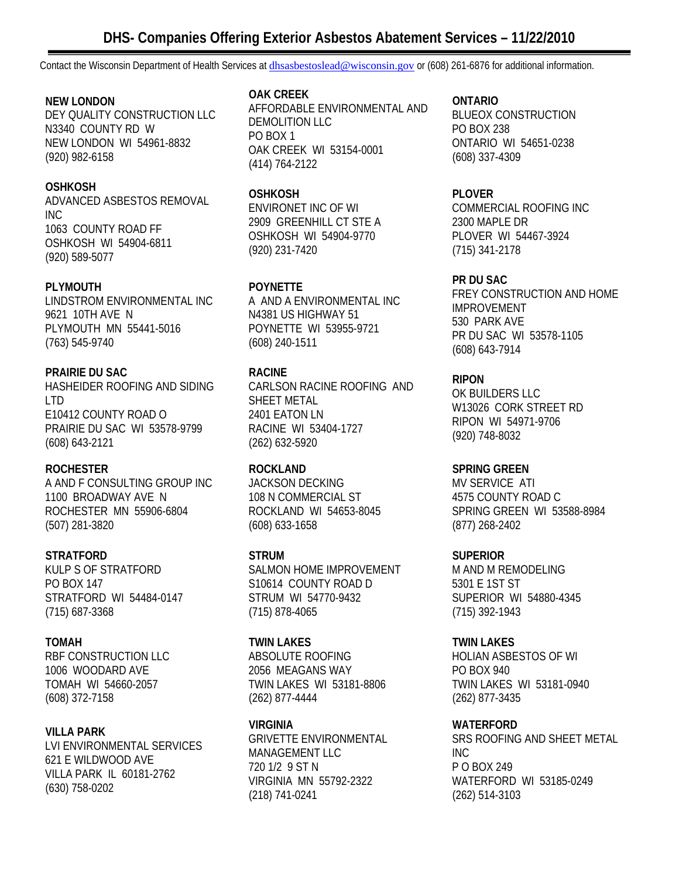## DHS- Companies Offering Exterior Asbestos Abatement Services – 11/22/2010

Contact the Wisconsin Department of Health Services at dhsasbestoslead@wisconsin.gov or (608) 261-6876 for additional information.

**NEW LONDON**
DEY QUALITY CONSTRUCTION LLC
N3340 COUNTY RD W
NEW LONDON WI 54961-8832
(920) 982-6158

**OAK CREEK**
AFFORDABLE ENVIRONMENTAL AND DEMOLITION LLC
PO BOX 1
OAK CREEK WI 53154-0001
(414) 764-2122

**ONTARIO**
BLUEOX CONSTRUCTION
PO BOX 238
ONTARIO WI 54651-0238
(608) 337-4309

**OSHKOSH**
ADVANCED ASBESTOS REMOVAL INC
1063 COUNTY ROAD FF
OSHKOSH WI 54904-6811
(920) 589-5077

**OSHKOSH**
ENVIRONET INC OF WI
2909 GREENHILL CT STE A
OSHKOSH WI 54904-9770
(920) 231-7420

**PLOVER**
COMMERCIAL ROOFING INC
2300 MAPLE DR
PLOVER WI 54467-3924
(715) 341-2178

**PLYMOUTH**
LINDSTROM ENVIRONMENTAL INC
9621 10TH AVE N
PLYMOUTH MN 55441-5016
(763) 545-9740

**POYNETTE**
A AND A ENVIRONMENTAL INC
N4381 US HIGHWAY 51
POYNETTE WI 53955-9721
(608) 240-1511

**PR DU SAC**
FREY CONSTRUCTION AND HOME IMPROVEMENT
530 PARK AVE
PR DU SAC WI 53578-1105
(608) 643-7914

**PRAIRIE DU SAC**
HASHEIDER ROOFING AND SIDING LTD
E10412 COUNTY ROAD O
PRAIRIE DU SAC WI 53578-9799
(608) 643-2121

**RACINE**
CARLSON RACINE ROOFING AND SHEET METAL
2401 EATON LN
RACINE WI 53404-1727
(262) 632-5920

**RIPON**
OK BUILDERS LLC
W13026 CORK STREET RD
RIPON WI 54971-9706
(920) 748-8032

**ROCHESTER**
A AND F CONSULTING GROUP INC
1100 BROADWAY AVE N
ROCHESTER MN 55906-6804
(507) 281-3820

**ROCKLAND**
JACKSON DECKING
108 N COMMERCIAL ST
ROCKLAND WI 54653-8045
(608) 633-1658

**SPRING GREEN**
MV SERVICE ATI
4575 COUNTY ROAD C
SPRING GREEN WI 53588-8984
(877) 268-2402

**STRATFORD**
KULP S OF STRATFORD
PO BOX 147
STRATFORD WI 54484-0147
(715) 687-3368

**STRUM**
SALMON HOME IMPROVEMENT
S10614 COUNTY ROAD D
STRUM WI 54770-9432
(715) 878-4065

**SUPERIOR**
M AND M REMODELING
5301 E 1ST ST
SUPERIOR WI 54880-4345
(715) 392-1943

**TOMAH**
RBF CONSTRUCTION LLC
1006 WOODARD AVE
TOMAH WI 54660-2057
(608) 372-7158

**TWIN LAKES**
ABSOLUTE ROOFING
2056 MEAGANS WAY
TWIN LAKES WI 53181-8806
(262) 877-4444

**TWIN LAKES**
HOLIAN ASBESTOS OF WI
PO BOX 940
TWIN LAKES WI 53181-0940
(262) 877-3435

**VILLA PARK**
LVI ENVIRONMENTAL SERVICES
621 E WILDWOOD AVE
VILLA PARK IL 60181-2762
(630) 758-0202

**VIRGINIA**
GRIVETTE ENVIRONMENTAL MANAGEMENT LLC
720 1/2 9 ST N
VIRGINIA MN 55792-2322
(218) 741-0241

**WATERFORD**
SRS ROOFING AND SHEET METAL INC
P O BOX 249
WATERFORD WI 53185-0249
(262) 514-3103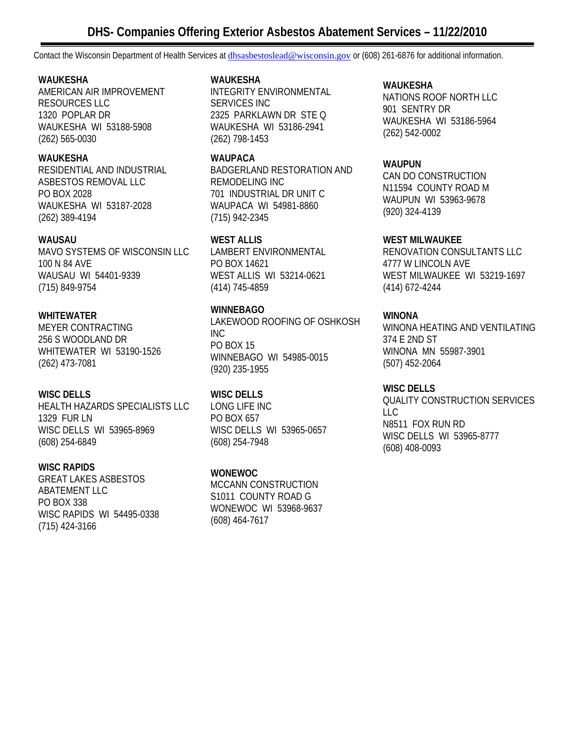## DHS- Companies Offering Exterior Asbestos Abatement Services – 11/22/2010

Contact the Wisconsin Department of Health Services at dhsasbestoslead@wisconsin.gov or (608) 261-6876 for additional information.

**WAUKESHA**
AMERICAN AIR IMPROVEMENT RESOURCES LLC
1320 POPLAR DR
WAUKESHA WI 53188-5908
(262) 565-0030

**WAUKESHA**
RESIDENTIAL AND INDUSTRIAL ASBESTOS REMOVAL LLC
PO BOX 2028
WAUKESHA WI 53187-2028
(262) 389-4194

**WAUSAU**
MAVO SYSTEMS OF WISCONSIN LLC
100 N 84 AVE
WAUSAU WI 54401-9339
(715) 849-9754

**WHITEWATER**
MEYER CONTRACTING
256 S WOODLAND DR
WHITEWATER WI 53190-1526
(262) 473-7081

**WISC DELLS**
HEALTH HAZARDS SPECIALISTS LLC
1329 FUR LN
WISC DELLS WI 53965-8969
(608) 254-6849

**WISC RAPIDS**
GREAT LAKES ASBESTOS ABATEMENT LLC
PO BOX 338
WISC RAPIDS WI 54495-0338
(715) 424-3166

**WAUKESHA**
INTEGRITY ENVIRONMENTAL SERVICES INC
2325 PARKLAWN DR STE Q
WAUKESHA WI 53186-2941
(262) 798-1453

**WAUPACA**
BADGERLAND RESTORATION AND REMODELING INC
701 INDUSTRIAL DR UNIT C
WAUPACA WI 54981-8860
(715) 942-2345

**WEST ALLIS**
LAMBERT ENVIRONMENTAL
PO BOX 14621
WEST ALLIS WI 53214-0621
(414) 745-4859

**WINNEBAGO**
LAKEWOOD ROOFING OF OSHKOSH INC
PO BOX 15
WINNEBAGO WI 54985-0015
(920) 235-1955

**WISC DELLS**
LONG LIFE INC
PO BOX 657
WISC DELLS WI 53965-0657
(608) 254-7948

**WONEWOC**
MCCANN CONSTRUCTION
S1011 COUNTY ROAD G
WONEWOC WI 53968-9637
(608) 464-7617

**WAUKESHA**
NATIONS ROOF NORTH LLC
901 SENTRY DR
WAUKESHA WI 53186-5964
(262) 542-0002

**WAUPUN**
CAN DO CONSTRUCTION
N11594 COUNTY ROAD M
WAUPUN WI 53963-9678
(920) 324-4139

**WEST MILWAUKEE**
RENOVATION CONSULTANTS LLC
4777 W LINCOLN AVE
WEST MILWAUKEE WI 53219-1697
(414) 672-4244

**WINONA**
WINONA HEATING AND VENTILATING
374 E 2ND ST
WINONA MN 55987-3901
(507) 452-2064

**WISC DELLS**
QUALITY CONSTRUCTION SERVICES LLC
N8511 FOX RUN RD
WISC DELLS WI 53965-8777
(608) 408-0093